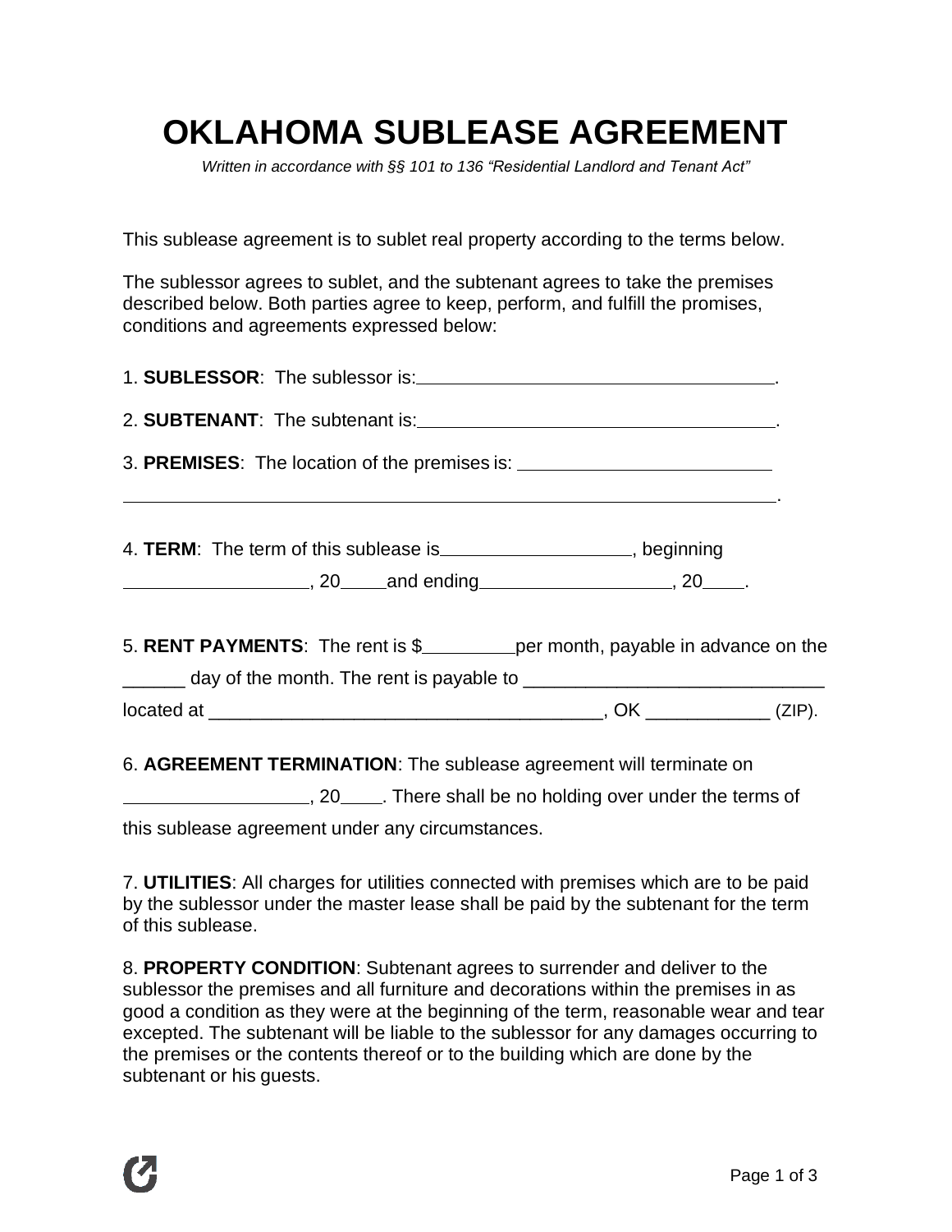# OKLAHOMA SUBLEASE AGREEMENT

*Written in accordance with §§ 101 to 136 "Residential Landlord and Tenant Act"*

This sublease agreement is to sublet real property according to the terms below.

The sublessor agrees to sublet, and the subtenant agrees to take the premises described below. Both parties agree to keep, perform, and fulfill the promises, conditions and agreements expressed below:

1. **SUBLESSOR**: The sublessor is:____________________________________.

2. **SUBTENANT**: The subtenant is:____________________________________.

3. **PREMISES**: The location of the premises is: _________________________

_________________________________________________________________.

4. **TERM**: The term of this sublease is__________________, beginning __________________, 20____and ending__________________, 20____.

5. **RENT PAYMENTS**: The rent is $_________per month, payable in advance on the ______ day of the month. The rent is payable to _____________________________ located at _____________________________________, OK ___________ (ZIP).

6. **AGREEMENT TERMINATION**: The sublease agreement will terminate on __________________, 20____. There shall be no holding over under the terms of this sublease agreement under any circumstances.

7. **UTILITIES**: All charges for utilities connected with premises which are to be paid by the sublessor under the master lease shall be paid by the subtenant for the term of this sublease.

8. **PROPERTY CONDITION**: Subtenant agrees to surrender and deliver to the sublessor the premises and all furniture and decorations within the premises in as good a condition as they were at the beginning of the term, reasonable wear and tear excepted. The subtenant will be liable to the sublessor for any damages occurring to the premises or the contents thereof or to the building which are done by the subtenant or his guests.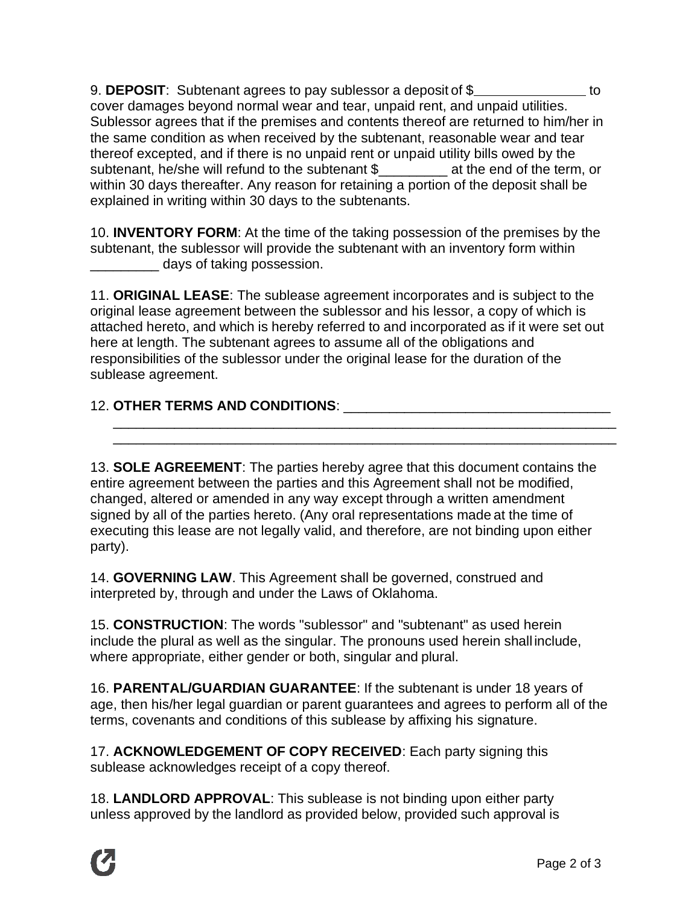9. **DEPOSIT**: Subtenant agrees to pay sublessor a deposit of $_______________ to cover damages beyond normal wear and tear, unpaid rent, and unpaid utilities. Sublessor agrees that if the premises and contents thereof are returned to him/her in the same condition as when received by the subtenant, reasonable wear and tear thereof excepted, and if there is no unpaid rent or unpaid utility bills owed by the subtenant, he/she will refund to the subtenant $_________ at the end of the term, or within 30 days thereafter. Any reason for retaining a portion of the deposit shall be explained in writing within 30 days to the subtenants.

10. **INVENTORY FORM**: At the time of the taking possession of the premises by the subtenant, the sublessor will provide the subtenant with an inventory form within _________ days of taking possession.

11. **ORIGINAL LEASE**: The sublease agreement incorporates and is subject to the original lease agreement between the sublessor and his lessor, a copy of which is attached hereto, and which is hereby referred to and incorporated as if it were set out here at length. The subtenant agrees to assume all of the obligations and responsibilities of the sublessor under the original lease for the duration of the sublease agreement.

12. **OTHER TERMS AND CONDITIONS**: ___________________________________
_____________________________________________________________________
_____________________________________________________________________

13. **SOLE AGREEMENT**: The parties hereby agree that this document contains the entire agreement between the parties and this Agreement shall not be modified, changed, altered or amended in any way except through a written amendment signed by all of the parties hereto. (Any oral representations made at the time of executing this lease are not legally valid, and therefore, are not binding upon either party).

14. **GOVERNING LAW**. This Agreement shall be governed, construed and interpreted by, through and under the Laws of Oklahoma.

15. **CONSTRUCTION**: The words "sublessor" and "subtenant" as used herein include the plural as well as the singular. The pronouns used herein shall include, where appropriate, either gender or both, singular and plural.

16. **PARENTAL/GUARDIAN GUARANTEE**: If the subtenant is under 18 years of age, then his/her legal guardian or parent guarantees and agrees to perform all of the terms, covenants and conditions of this sublease by affixing his signature.

17. **ACKNOWLEDGEMENT OF COPY RECEIVED**: Each party signing this sublease acknowledges receipt of a copy thereof.

18. **LANDLORD APPROVAL**: This sublease is not binding upon either party unless approved by the landlord as provided below, provided such approval is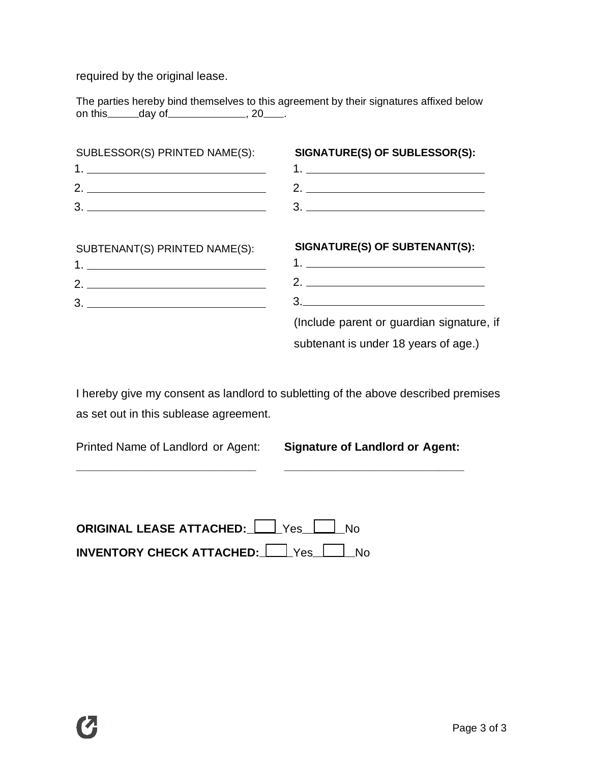required by the original lease.

The parties hereby bind themselves to this agreement by their signatures affixed below on this_____day of_____________, 20____.

| SUBLESSOR(S) PRINTED NAME(S): | **SIGNATURE(S) OF SUBLESSOR(S):** |
|---|---|
| 1. ______________________________ | 1. ______________________________ |
| 2. ______________________________ | 2. ______________________________ |
| 3. ______________________________ | 3. ______________________________ |

| SUBTENANT(S) PRINTED NAME(S): | **SIGNATURE(S) OF SUBTENANT(S):** |
|---|---|
| 1. ______________________________ | 1. ______________________________ |
| 2. ______________________________ | 2. ______________________________ |
| 3. ______________________________ | 3.______________________________ |
| | (Include parent or guardian signature, if subtenant is under 18 years of age.) |

I hereby give my consent as landlord to subletting of the above described premises as set out in this sublease agreement.

| Printed Name of Landlord or Agent: | **Signature of Landlord or Agent:** |
|---|---|
| ______________________________ | ______________________________ |

**ORIGINAL LEASE ATTACHED:** ☐ Yes ☐ No

**INVENTORY CHECK ATTACHED:** ☐ Yes ☐ No